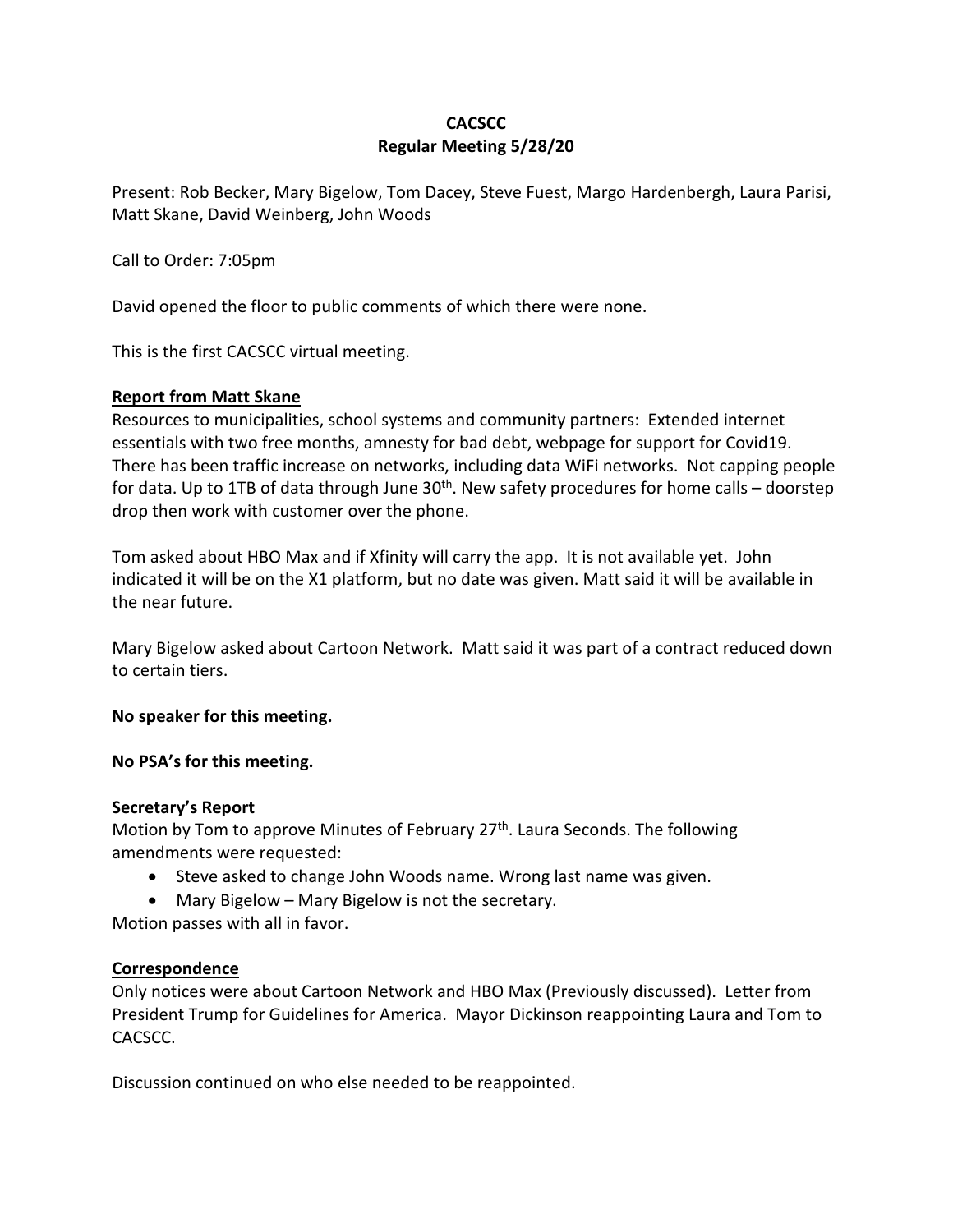**CACSCC**
**Regular Meeting 5/28/20**

Present: Rob Becker, Mary Bigelow, Tom Dacey, Steve Fuest, Margo Hardenbergh, Laura Parisi, Matt Skane, David Weinberg, John Woods

Call to Order: 7:05pm

David opened the floor to public comments of which there were none.

This is the first CACSCC virtual meeting.

**Report from Matt Skane**

Resources to municipalities, school systems and community partners: Extended internet essentials with two free months, amnesty for bad debt, webpage for support for Covid19. There has been traffic increase on networks, including data WiFi networks. Not capping people for data. Up to 1TB of data through June 30th. New safety procedures for home calls – doorstep drop then work with customer over the phone.

Tom asked about HBO Max and if Xfinity will carry the app. It is not available yet. John indicated it will be on the X1 platform, but no date was given. Matt said it will be available in the near future.

Mary Bigelow asked about Cartoon Network. Matt said it was part of a contract reduced down to certain tiers.

**No speaker for this meeting.**

**No PSA's for this meeting.**

**Secretary's Report**

Motion by Tom to approve Minutes of February 27th. Laura Seconds. The following amendments were requested:

- Steve asked to change John Woods name. Wrong last name was given.
- Mary Bigelow – Mary Bigelow is not the secretary.

Motion passes with all in favor.

**Correspondence**

Only notices were about Cartoon Network and HBO Max (Previously discussed). Letter from President Trump for Guidelines for America. Mayor Dickinson reappointing Laura and Tom to CACSCC.

Discussion continued on who else needed to be reappointed.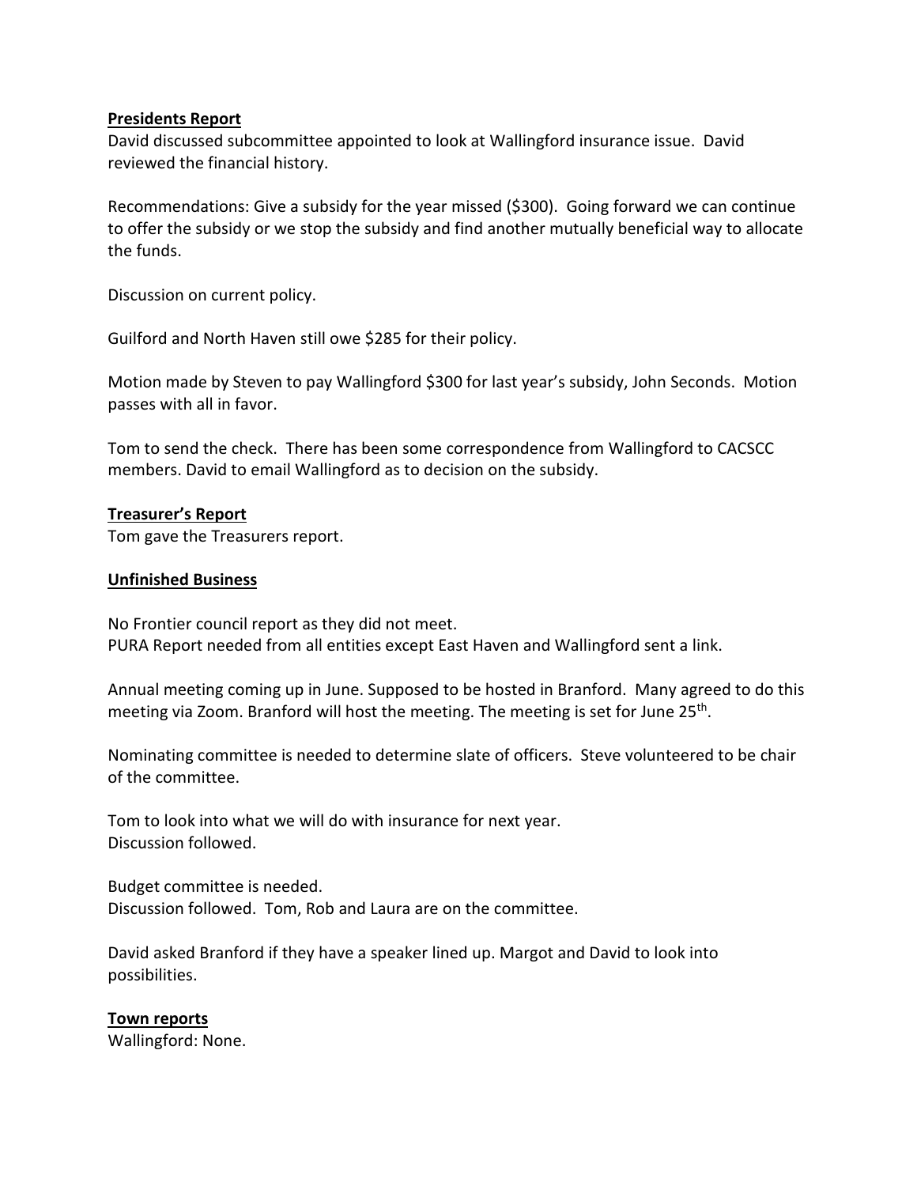**Presidents Report**

David discussed subcommittee appointed to look at Wallingford insurance issue. David reviewed the financial history.

Recommendations: Give a subsidy for the year missed ($300). Going forward we can continue to offer the subsidy or we stop the subsidy and find another mutually beneficial way to allocate the funds.

Discussion on current policy.

Guilford and North Haven still owe $285 for their policy.

Motion made by Steven to pay Wallingford $300 for last year's subsidy, John Seconds. Motion passes with all in favor.

Tom to send the check. There has been some correspondence from Wallingford to CACSCC members. David to email Wallingford as to decision on the subsidy.

**Treasurer's Report**

Tom gave the Treasurers report.

**Unfinished Business**

No Frontier council report as they did not meet.
PURA Report needed from all entities except East Haven and Wallingford sent a link.

Annual meeting coming up in June. Supposed to be hosted in Branford. Many agreed to do this meeting via Zoom. Branford will host the meeting. The meeting is set for June 25th.

Nominating committee is needed to determine slate of officers. Steve volunteered to be chair of the committee.

Tom to look into what we will do with insurance for next year.
Discussion followed.

Budget committee is needed.
Discussion followed. Tom, Rob and Laura are on the committee.

David asked Branford if they have a speaker lined up. Margot and David to look into possibilities.

**Town reports**

Wallingford: None.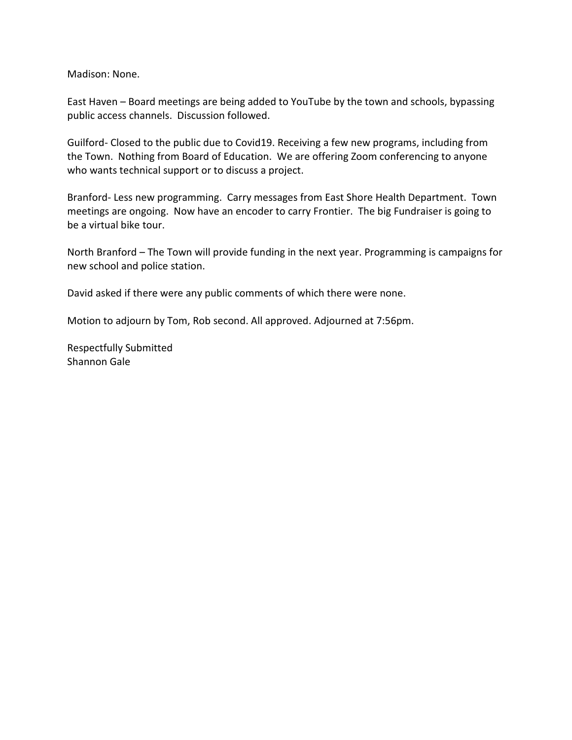Madison: None.

East Haven – Board meetings are being added to YouTube by the town and schools, bypassing public access channels. Discussion followed.

Guilford- Closed to the public due to Covid19. Receiving a few new programs, including from the Town. Nothing from Board of Education. We are offering Zoom conferencing to anyone who wants technical support or to discuss a project.

Branford- Less new programming. Carry messages from East Shore Health Department. Town meetings are ongoing. Now have an encoder to carry Frontier. The big Fundraiser is going to be a virtual bike tour.

North Branford – The Town will provide funding in the next year. Programming is campaigns for new school and police station.

David asked if there were any public comments of which there were none.

Motion to adjourn by Tom, Rob second. All approved. Adjourned at 7:56pm.

Respectfully Submitted
Shannon Gale